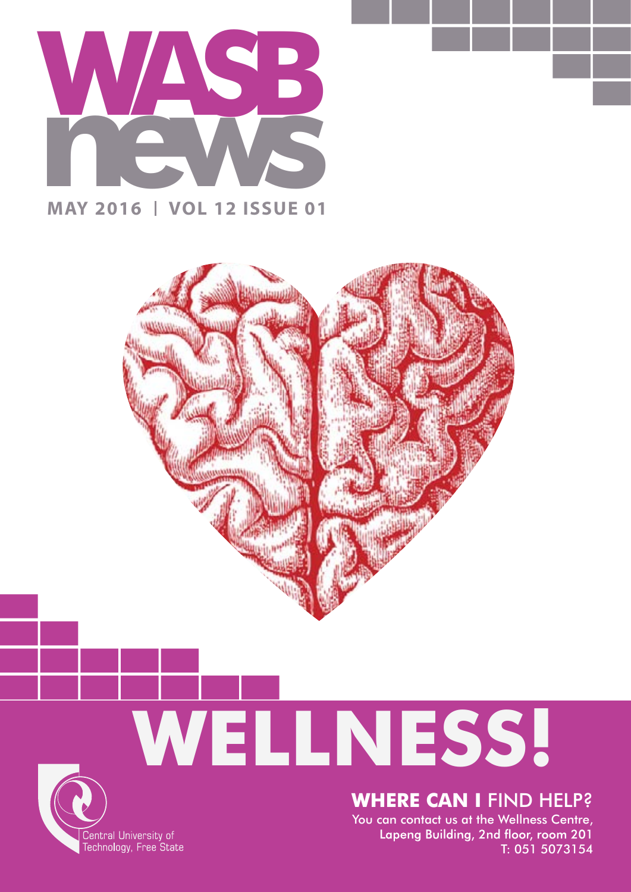# WASB news

**MAY 2016 | VOL 12 ISSUE 01**

# WELLNESS!

## **WHERE CAN I** FIND HELP?

You can contact us at the Wellness Centre,
Lapeng Building, 2nd floor, room 201
T: 051 5073154

Central University of Technology, Free State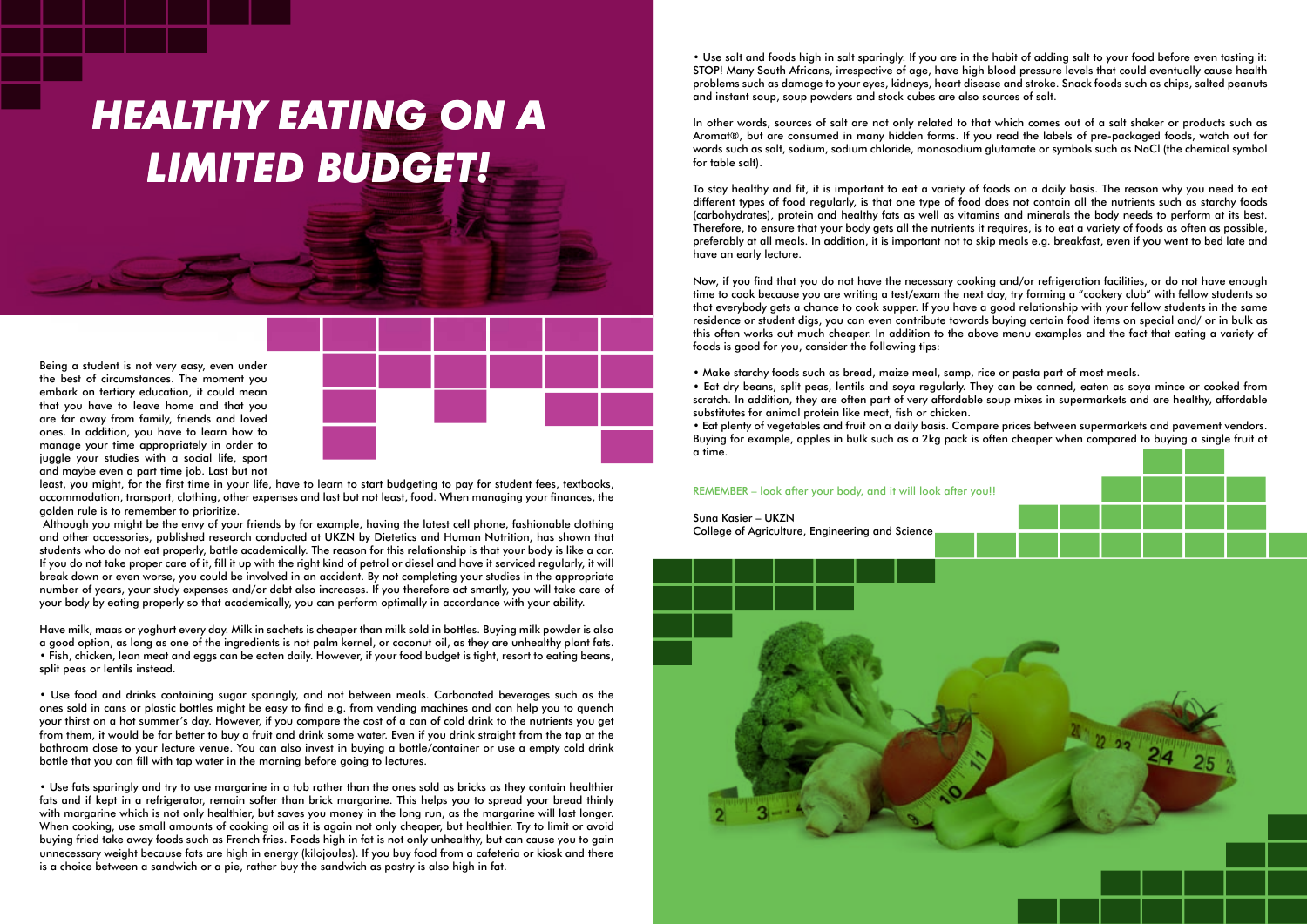# HEALTHY EATING ON A LIMITED BUDGET!

Being a student is not very easy, even under the best of circumstances. The moment you embark on tertiary education, it could mean that you have to leave home and that you are far away from family, friends and loved ones. In addition, you have to learn how to manage your time appropriately in order to juggle your studies with a social life, sport and maybe even a part time job. Last but not least, you might, for the first time in your life, have to learn to start budgeting to pay for student fees, textbooks, accommodation, transport, clothing, other expenses and last but not least, food. When managing your finances, the golden rule is to remember to prioritize.

Although you might be the envy of your friends by for example, having the latest cell phone, fashionable clothing and other accessories, published research conducted at UKZN by Dietetics and Human Nutrition, has shown that students who do not eat properly, battle academically. The reason for this relationship is that your body is like a car. If you do not take proper care of it, fill it up with the right kind of petrol or diesel and have it serviced regularly, it will break down or even worse, you could be involved in an accident. By not completing your studies in the appropriate number of years, your study expenses and/or debt also increases. If you therefore act smartly, you will take care of your body by eating properly so that academically, you can perform optimally in accordance with your ability.

Have milk, maas or yoghurt every day. Milk in sachets is cheaper than milk sold in bottles. Buying milk powder is also a good option, as long as one of the ingredients is not palm kernel, or coconut oil, as they are unhealthy plant fats.
• Fish, chicken, lean meat and eggs can be eaten daily. However, if your food budget is tight, resort to eating beans, split peas or lentils instead.

• Use food and drinks containing sugar sparingly, and not between meals. Carbonated beverages such as the ones sold in cans or plastic bottles might be easy to find e.g. from vending machines and can help you to quench your thirst on a hot summer's day. However, if you compare the cost of a can of cold drink to the nutrients you get from them, it would be far better to buy a fruit and drink some water. Even if you drink straight from the tap at the bathroom close to your lecture venue. You can also invest in buying a bottle/container or use a empty cold drink bottle that you can fill with tap water in the morning before going to lectures.

• Use fats sparingly and try to use margarine in a tub rather than the ones sold as bricks as they contain healthier fats and if kept in a refrigerator, remain softer than brick margarine. This helps you to spread your bread thinly with margarine which is not only healthier, but saves you money in the long run, as the margarine will last longer. When cooking, use small amounts of cooking oil as it is again not only cheaper, but healthier. Try to limit or avoid buying fried take away foods such as French fries. Foods high in fat is not only unhealthy, but can cause you to gain unnecessary weight because fats are high in energy (kilojoules). If you buy food from a cafeteria or kiosk and there is a choice between a sandwich or a pie, rather buy the sandwich as pastry is also high in fat.

• Use salt and foods high in salt sparingly. If you are in the habit of adding salt to your food before even tasting it: STOP! Many South Africans, irrespective of age, have high blood pressure levels that could eventually cause health problems such as damage to your eyes, kidneys, heart disease and stroke. Snack foods such as chips, salted peanuts and instant soup, soup powders and stock cubes are also sources of salt.

In other words, sources of salt are not only related to that which comes out of a salt shaker or products such as Aromat®, but are consumed in many hidden forms. If you read the labels of pre-packaged foods, watch out for words such as salt, sodium, sodium chloride, monosodium glutamate or symbols such as NaCl (the chemical symbol for table salt).

To stay healthy and fit, it is important to eat a variety of foods on a daily basis. The reason why you need to eat different types of food regularly, is that one type of food does not contain all the nutrients such as starchy foods (carbohydrates), protein and healthy fats as well as vitamins and minerals the body needs to perform at its best. Therefore, to ensure that your body gets all the nutrients it requires, is to eat a variety of foods as often as possible, preferably at all meals. In addition, it is important not to skip meals e.g. breakfast, even if you went to bed late and have an early lecture.

Now, if you find that you do not have the necessary cooking and/or refrigeration facilities, or do not have enough time to cook because you are writing a test/exam the next day, try forming a "cookery club" with fellow students so that everybody gets a chance to cook supper. If you have a good relationship with your fellow students in the same residence or student digs, you can even contribute towards buying certain food items on special and/ or in bulk as this often works out much cheaper. In addition to the above menu examples and the fact that eating a variety of foods is good for you, consider the following tips:

• Make starchy foods such as bread, maize meal, samp, rice or pasta part of most meals.
• Eat dry beans, split peas, lentils and soya regularly. They can be canned, eaten as soya mince or cooked from scratch. In addition, they are often part of very affordable soup mixes in supermarkets and are healthy, affordable substitutes for animal protein like meat, fish or chicken.
• Eat plenty of vegetables and fruit on a daily basis. Compare prices between supermarkets and pavement vendors. Buying for example, apples in bulk such as a 2kg pack is often cheaper when compared to buying a single fruit at a time.

REMEMBER – look after your body, and it will look after you!!

Suna Kasier – UKZN
College of Agriculture, Engineering and Science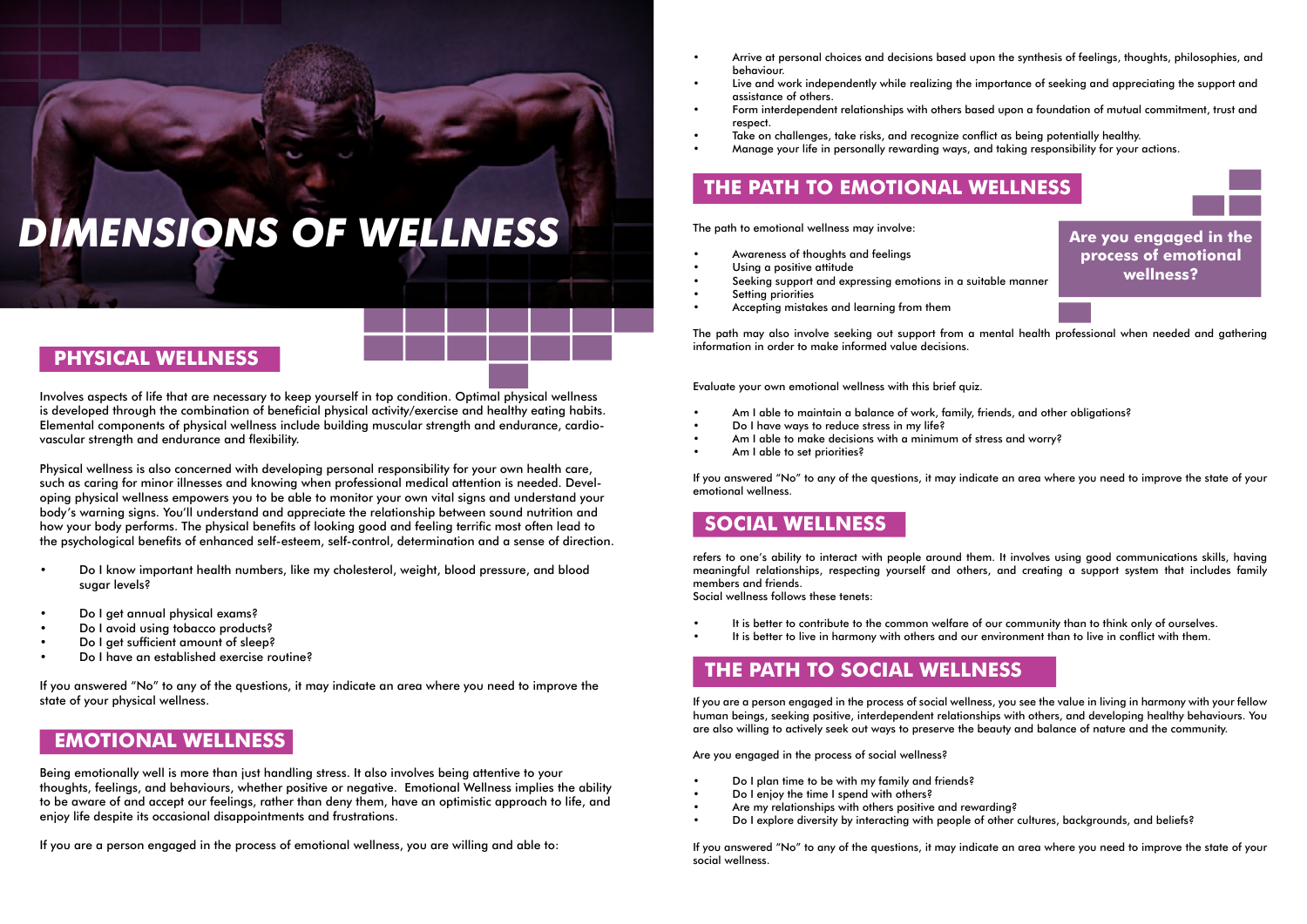# DIMENSIONS OF WELLNESS

## PHYSICAL WELLNESS

Involves aspects of life that are necessary to keep yourself in top condition. Optimal physical wellness is developed through the combination of beneficial physical activity/exercise and healthy eating habits. Elemental components of physical wellness include building muscular strength and endurance, cardio-vascular strength and endurance and flexibility.

Physical wellness is also concerned with developing personal responsibility for your own health care, such as caring for minor illnesses and knowing when professional medical attention is needed. Developing physical wellness empowers you to be able to monitor your own vital signs and understand your body's warning signs. You'll understand and appreciate the relationship between sound nutrition and how your body performs. The physical benefits of looking good and feeling terrific most often lead to the psychological benefits of enhanced self-esteem, self-control, determination and a sense of direction.

- Do I know important health numbers, like my cholesterol, weight, blood pressure, and blood sugar levels?
- Do I get annual physical exams?
- Do I avoid using tobacco products?
- Do I get sufficient amount of sleep?
- Do I have an established exercise routine?

If you answered "No" to any of the questions, it may indicate an area where you need to improve the state of your physical wellness.

## EMOTIONAL WELLNESS

Being emotionally well is more than just handling stress. It also involves being attentive to your thoughts, feelings, and behaviours, whether positive or negative. Emotional Wellness implies the ability to be aware of and accept our feelings, rather than deny them, have an optimistic approach to life, and enjoy life despite its occasional disappointments and frustrations.

If you are a person engaged in the process of emotional wellness, you are willing and able to:

- Arrive at personal choices and decisions based upon the synthesis of feelings, thoughts, philosophies, and behaviour.
- Live and work independently while realizing the importance of seeking and appreciating the support and assistance of others.
- Form interdependent relationships with others based upon a foundation of mutual commitment, trust and respect.
- Take on challenges, take risks, and recognize conflict as being potentially healthy.
- Manage your life in personally rewarding ways, and taking responsibility for your actions.

## THE PATH TO EMOTIONAL WELLNESS

**Are you engaged in the process of emotional wellness?**

The path to emotional wellness may involve:

- Awareness of thoughts and feelings
- Using a positive attitude
- Seeking support and expressing emotions in a suitable manner
- Setting priorities
- Accepting mistakes and learning from them

The path may also involve seeking out support from a mental health professional when needed and gathering information in order to make informed value decisions.

Evaluate your own emotional wellness with this brief quiz.

- Am I able to maintain a balance of work, family, friends, and other obligations?
- Do I have ways to reduce stress in my life?
- Am I able to make decisions with a minimum of stress and worry?
- Am I able to set priorities?

If you answered "No" to any of the questions, it may indicate an area where you need to improve the state of your emotional wellness.

## SOCIAL WELLNESS

refers to one's ability to interact with people around them. It involves using good communications skills, having meaningful relationships, respecting yourself and others, and creating a support system that includes family members and friends.
Social wellness follows these tenets:

- It is better to contribute to the common welfare of our community than to think only of ourselves.
- It is better to live in harmony with others and our environment than to live in conflict with them.

## THE PATH TO SOCIAL WELLNESS

If you are a person engaged in the process of social wellness, you see the value in living in harmony with your fellow human beings, seeking positive, interdependent relationships with others, and developing healthy behaviours. You are also willing to actively seek out ways to preserve the beauty and balance of nature and the community.

Are you engaged in the process of social wellness?

- Do I plan time to be with my family and friends?
- Do I enjoy the time I spend with others?
- Are my relationships with others positive and rewarding?
- Do I explore diversity by interacting with people of other cultures, backgrounds, and beliefs?

If you answered "No" to any of the questions, it may indicate an area where you need to improve the state of your social wellness.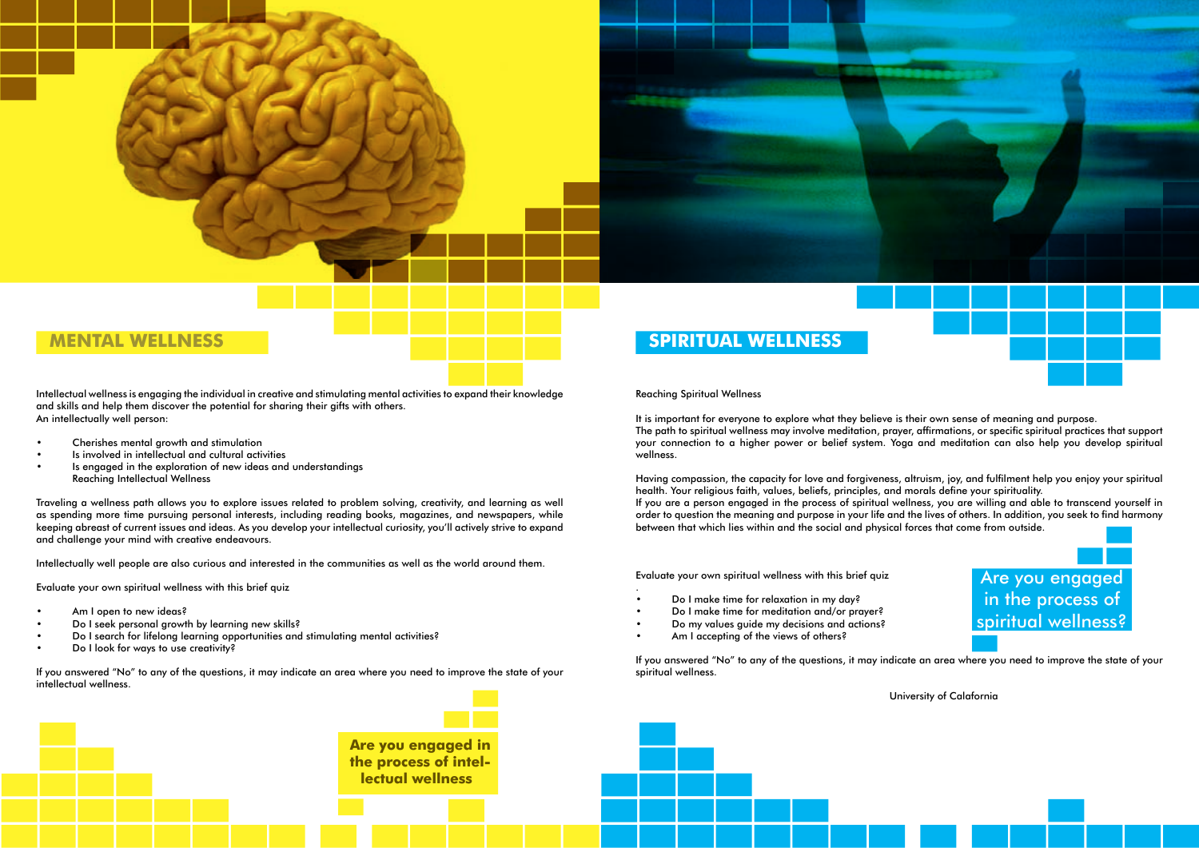## MENTAL WELLNESS

Intellectual wellness is engaging the individual in creative and stimulating mental activities to expand their knowledge and skills and help them discover the potential for sharing their gifts with others.
An intellectually well person:

- Cherishes mental growth and stimulation
- Is involved in intellectual and cultural activities
- Is engaged in the exploration of new ideas and understandings
  Reaching Intellectual Wellness

Traveling a wellness path allows you to explore issues related to problem solving, creativity, and learning as well as spending more time pursuing personal interests, including reading books, magazines, and newspapers, while keeping abreast of current issues and ideas. As you develop your intellectual curiosity, you'll actively strive to expand and challenge your mind with creative endeavours.

Intellectually well people are also curious and interested in the communities as well as the world around them.

Evaluate your own spiritual wellness with this brief quiz

- Am I open to new ideas?
- Do I seek personal growth by learning new skills?
- Do I search for lifelong learning opportunities and stimulating mental activities?
- Do I look for ways to use creativity?

If you answered "No" to any of the questions, it may indicate an area where you need to improve the state of your intellectual wellness.

**Are you engaged in the process of intel-lectual wellness**

## SPIRITUAL WELLNESS

Reaching Spiritual Wellness

It is important for everyone to explore what they believe is their own sense of meaning and purpose.
The path to spiritual wellness may involve meditation, prayer, affirmations, or specific spiritual practices that support your connection to a higher power or belief system. Yoga and meditation can also help you develop spiritual wellness.

Having compassion, the capacity for love and forgiveness, altruism, joy, and fulfilment help you enjoy your spiritual health. Your religious faith, values, beliefs, principles, and morals define your spirituality.
If you are a person engaged in the process of spiritual wellness, you are willing and able to transcend yourself in order to question the meaning and purpose in your life and the lives of others. In addition, you seek to find harmony between that which lies within and the social and physical forces that come from outside.

Evaluate your own spiritual wellness with this brief quiz
.
- Do I make time for relaxation in my day?
- Do I make time for meditation and/or prayer?
- Do my values guide my decisions and actions?
- Am I accepting of the views of others?

Are you engaged in the process of spiritual wellness?

If you answered "No" to any of the questions, it may indicate an area where you need to improve the state of your spiritual wellness.

University of Calafornia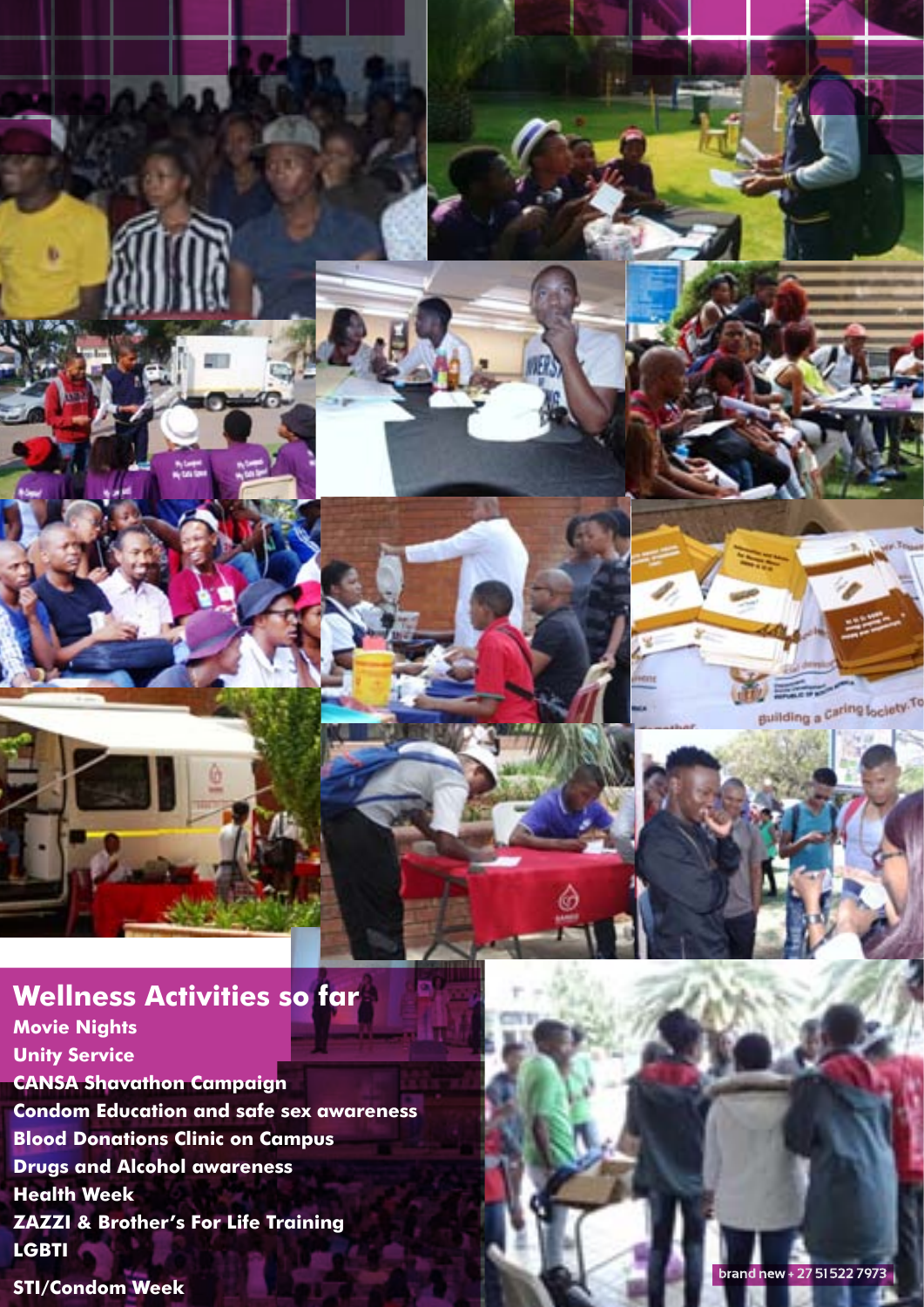## Wellness Activities so far

**Movie Nights**
**Unity Service**
**CANSA Shavathon Campaign**
**Condom Education and safe sex awareness**
**Blood Donations Clinic on Campus**
**Drugs and Alcohol awareness**
**Health Week**
**ZAZZI & Brother's For Life Training**
**LGBTI**
**STI/Condom Week**

brand new +27 51 522 7973